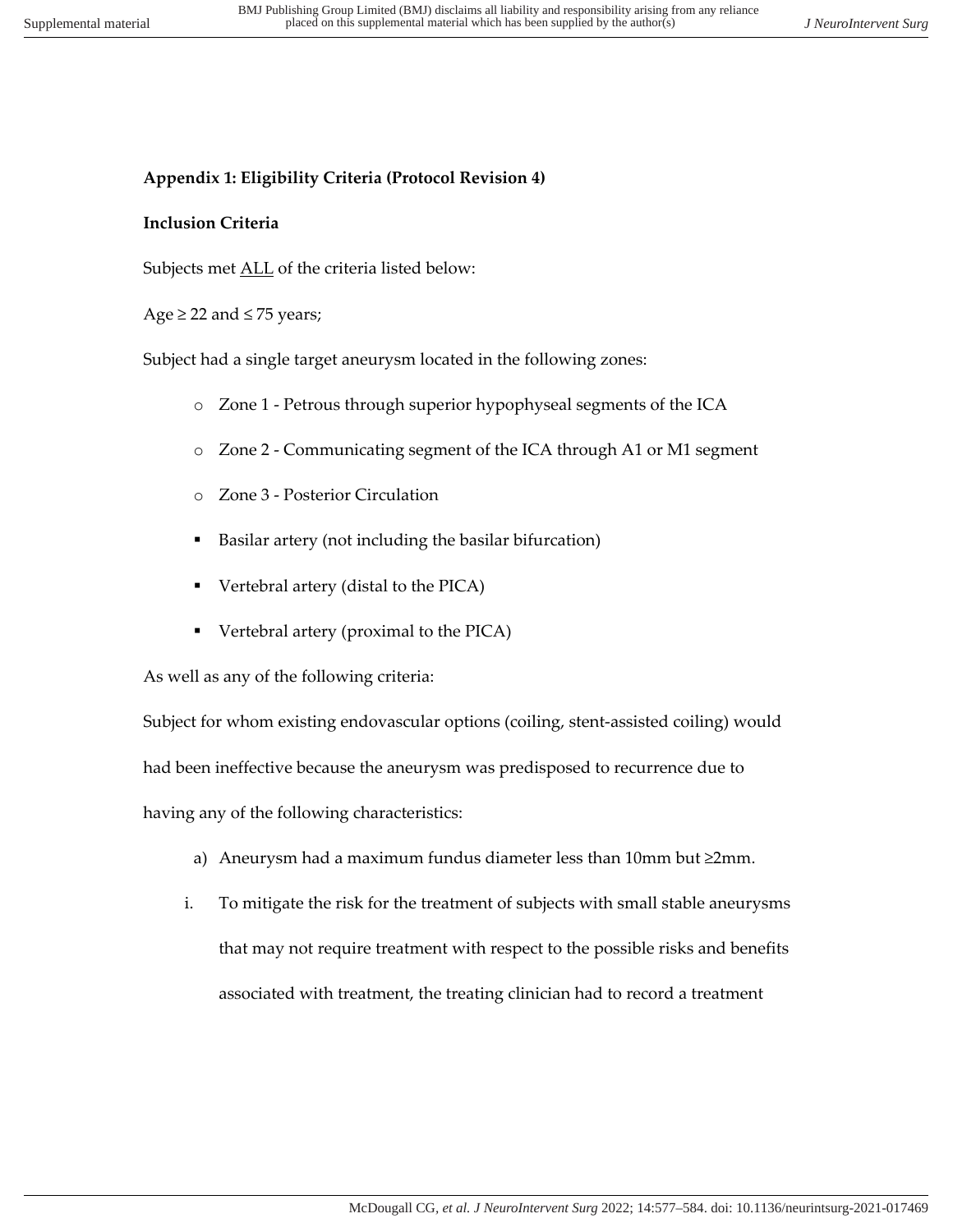**Appendix 1: Eligibility Criteria (Protocol Revision 4)**

**Inclusion Criteria**

Subjects met ALL of the criteria listed below:

Age ≥ 22 and ≤ 75 years;

Subject had a single target aneurysm located in the following zones:

- Zone 1 - Petrous through superior hypophyseal segments of the ICA
- Zone 2 - Communicating segment of the ICA through A1 or M1 segment
- Zone 3 - Posterior Circulation
  - Basilar artery (not including the basilar bifurcation)
  - Vertebral artery (distal to the PICA)
  - Vertebral artery (proximal to the PICA)

As well as any of the following criteria:

Subject for whom existing endovascular options (coiling, stent-assisted coiling) would had been ineffective because the aneurysm was predisposed to recurrence due to having any of the following characteristics:

a) Aneurysm had a maximum fundus diameter less than 10mm but ≥2mm.

i. To mitigate the risk for the treatment of subjects with small stable aneurysms that may not require treatment with respect to the possible risks and benefits associated with treatment, the treating clinician had to record a treatment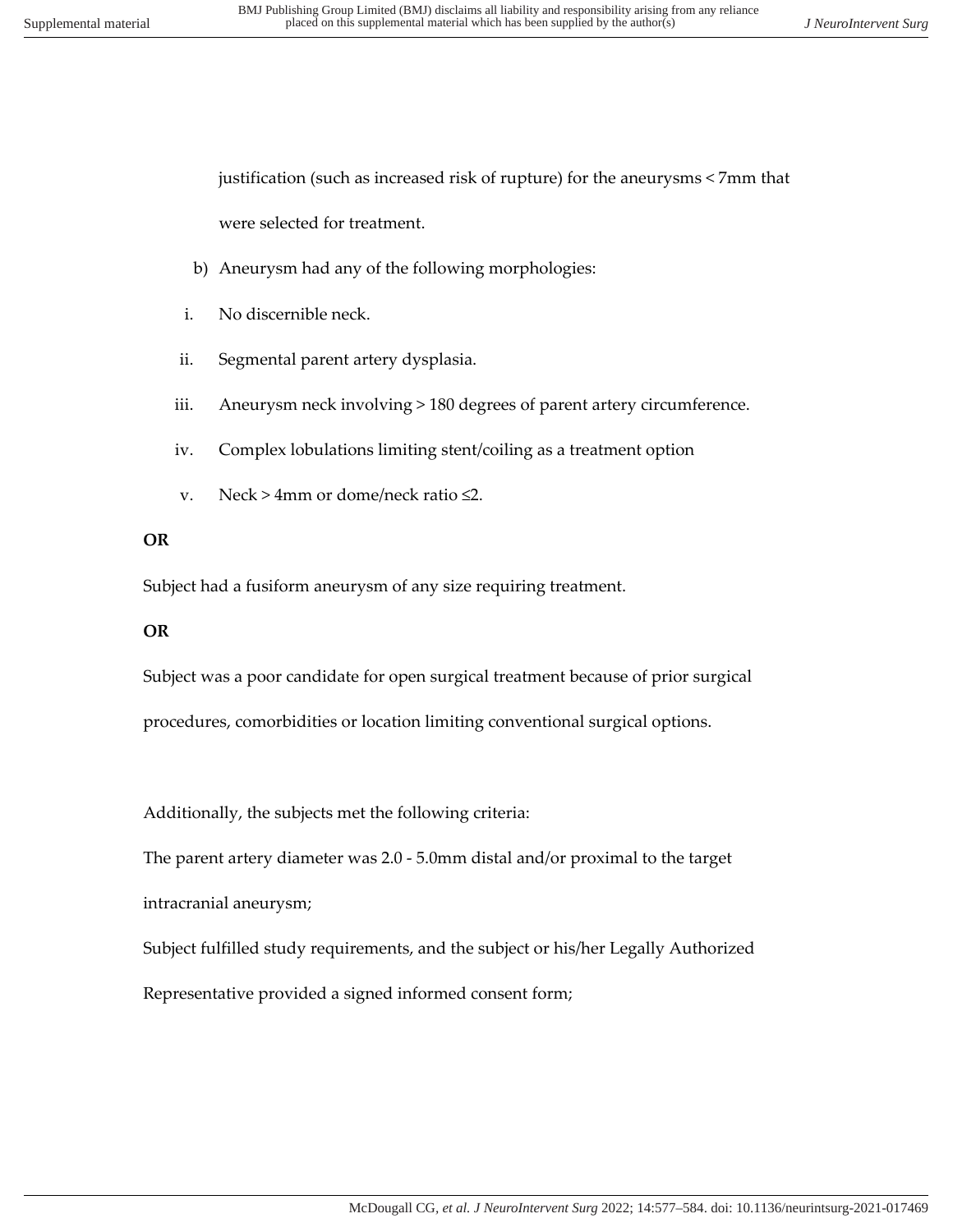justification (such as increased risk of rupture) for the aneurysms < 7mm that were selected for treatment.

b) Aneurysm had any of the following morphologies:

i. No discernible neck.

ii. Segmental parent artery dysplasia.

iii. Aneurysm neck involving > 180 degrees of parent artery circumference.

iv. Complex lobulations limiting stent/coiling as a treatment option

v. Neck > 4mm or dome/neck ratio ≤2.

**OR**

Subject had a fusiform aneurysm of any size requiring treatment.

**OR**

Subject was a poor candidate for open surgical treatment because of prior surgical procedures, comorbidities or location limiting conventional surgical options.

Additionally, the subjects met the following criteria:

The parent artery diameter was 2.0 - 5.0mm distal and/or proximal to the target intracranial aneurysm;

Subject fulfilled study requirements, and the subject or his/her Legally Authorized Representative provided a signed informed consent form;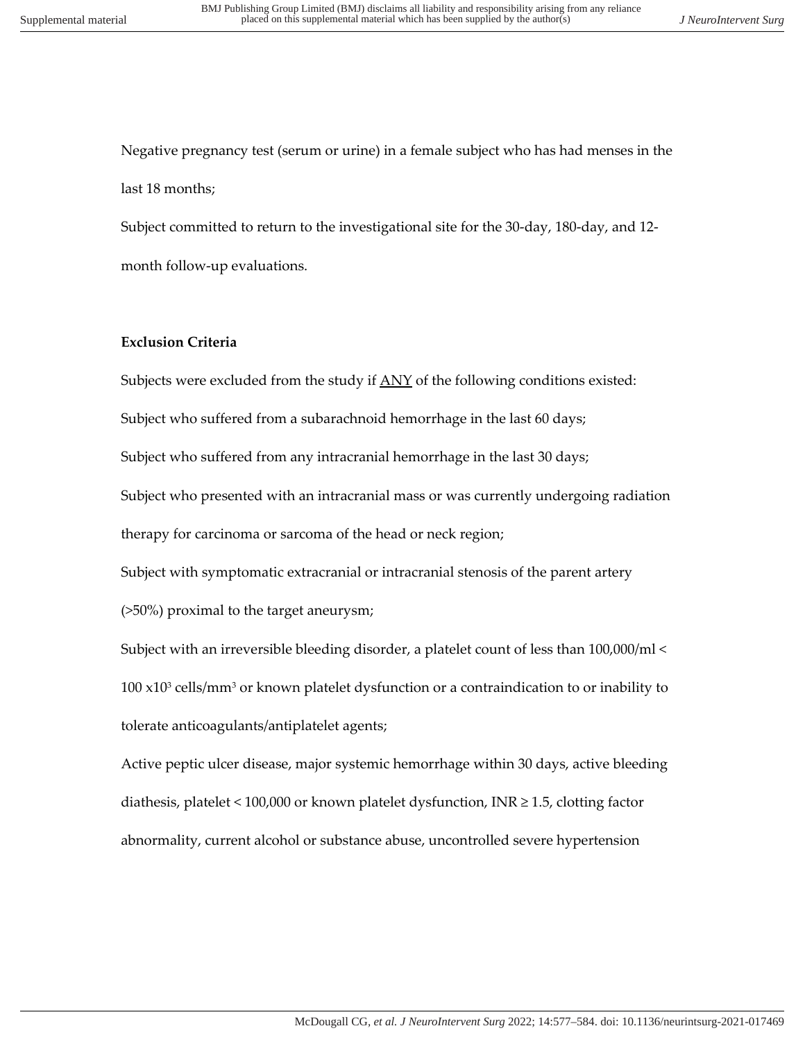Negative pregnancy test (serum or urine) in a female subject who has had menses in the last 18 months;

Subject committed to return to the investigational site for the 30-day, 180-day, and 12-month follow-up evaluations.

**Exclusion Criteria**

Subjects were excluded from the study if ANY of the following conditions existed:

Subject who suffered from a subarachnoid hemorrhage in the last 60 days;

Subject who suffered from any intracranial hemorrhage in the last 30 days;

Subject who presented with an intracranial mass or was currently undergoing radiation therapy for carcinoma or sarcoma of the head or neck region;

Subject with symptomatic extracranial or intracranial stenosis of the parent artery (>50%) proximal to the target aneurysm;

Subject with an irreversible bleeding disorder, a platelet count of less than 100,000/ml < 100 $x10^3$ cells/$mm^3$ or known platelet dysfunction or a contraindication to or inability to tolerate anticoagulants/antiplatelet agents;

Active peptic ulcer disease, major systemic hemorrhage within 30 days, active bleeding diathesis, platelet < 100,000 or known platelet dysfunction, INR ≥ 1.5, clotting factor abnormality, current alcohol or substance abuse, uncontrolled severe hypertension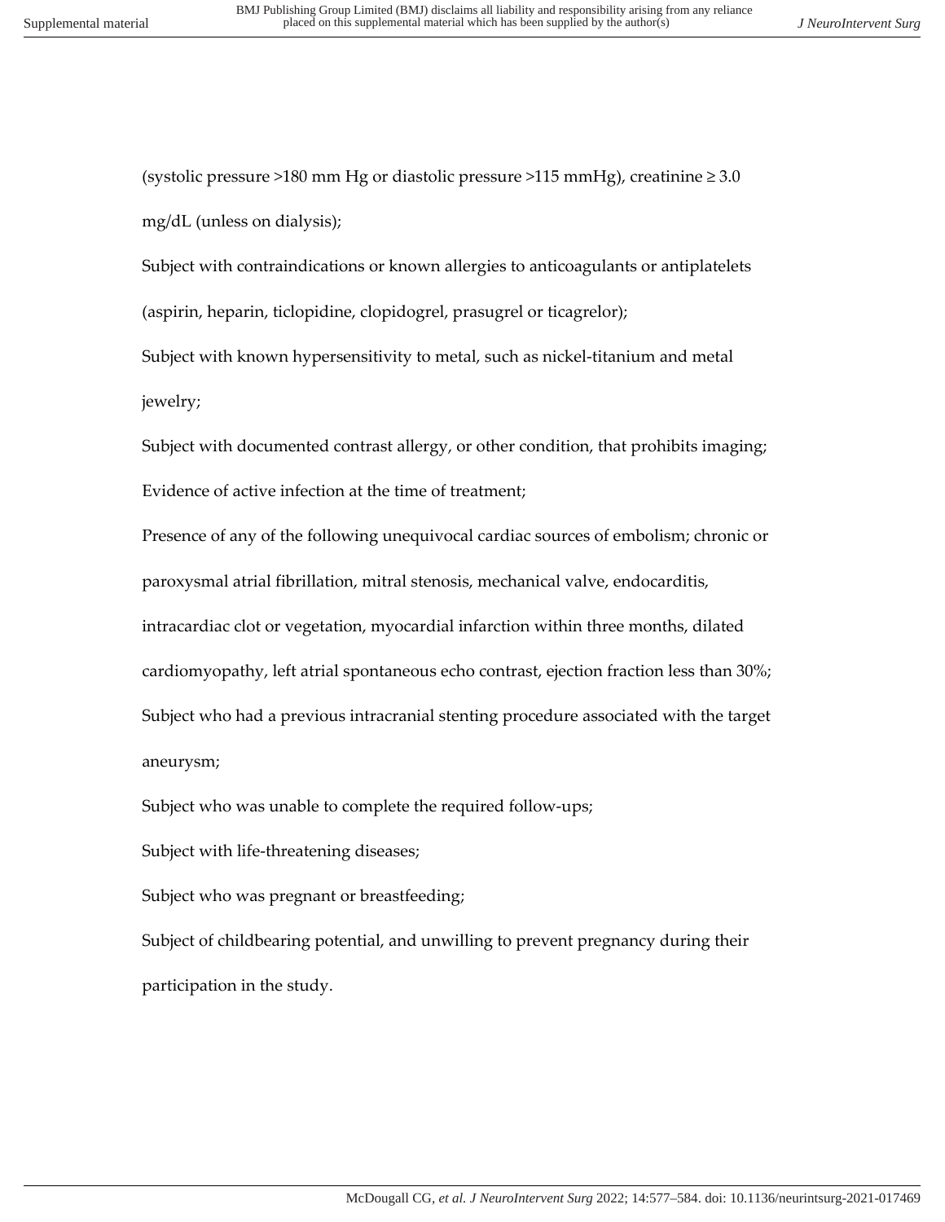(systolic pressure >180 mm Hg or diastolic pressure >115 mmHg), creatinine ≥ 3.0 mg/dL (unless on dialysis);

Subject with contraindications or known allergies to anticoagulants or antiplatelets (aspirin, heparin, ticlopidine, clopidogrel, prasugrel or ticagrelor);

Subject with known hypersensitivity to metal, such as nickel-titanium and metal jewelry;

Subject with documented contrast allergy, or other condition, that prohibits imaging;

Evidence of active infection at the time of treatment;

Presence of any of the following unequivocal cardiac sources of embolism; chronic or paroxysmal atrial fibrillation, mitral stenosis, mechanical valve, endocarditis, intracardiac clot or vegetation, myocardial infarction within three months, dilated cardiomyopathy, left atrial spontaneous echo contrast, ejection fraction less than 30%;

Subject who had a previous intracranial stenting procedure associated with the target aneurysm;

Subject who was unable to complete the required follow-ups;

Subject with life-threatening diseases;

Subject who was pregnant or breastfeeding;

Subject of childbearing potential, and unwilling to prevent pregnancy during their participation in the study.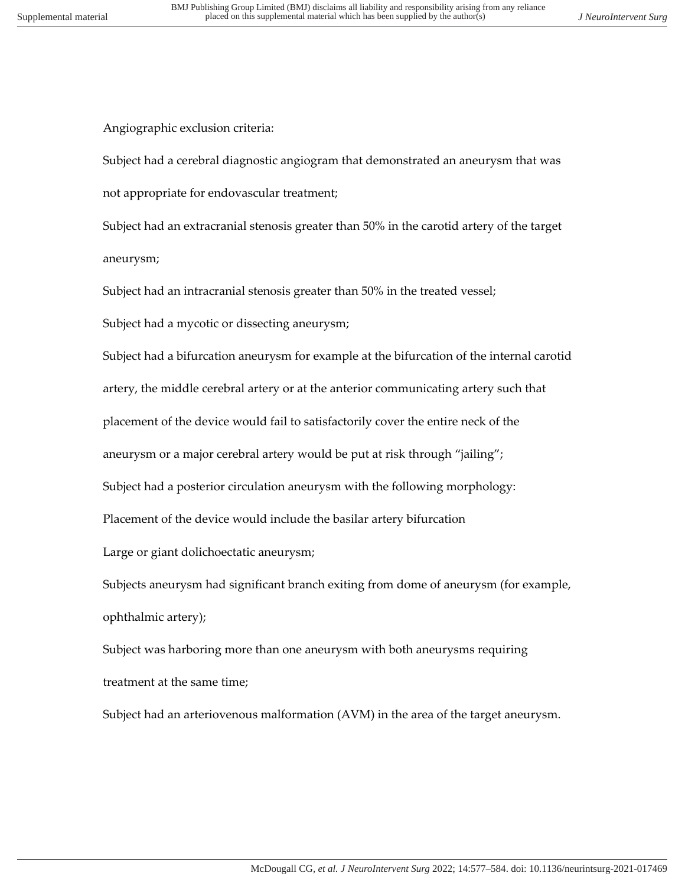Angiographic exclusion criteria:

Subject had a cerebral diagnostic angiogram that demonstrated an aneurysm that was not appropriate for endovascular treatment;

Subject had an extracranial stenosis greater than 50% in the carotid artery of the target aneurysm;

Subject had an intracranial stenosis greater than 50% in the treated vessel;

Subject had a mycotic or dissecting aneurysm;

Subject had a bifurcation aneurysm for example at the bifurcation of the internal carotid artery, the middle cerebral artery or at the anterior communicating artery such that placement of the device would fail to satisfactorily cover the entire neck of the aneurysm or a major cerebral artery would be put at risk through "jailing";

Subject had a posterior circulation aneurysm with the following morphology:

Placement of the device would include the basilar artery bifurcation

Large or giant dolichoectatic aneurysm;

Subjects aneurysm had significant branch exiting from dome of aneurysm (for example, ophthalmic artery);

Subject was harboring more than one aneurysm with both aneurysms requiring treatment at the same time;

Subject had an arteriovenous malformation (AVM) in the area of the target aneurysm.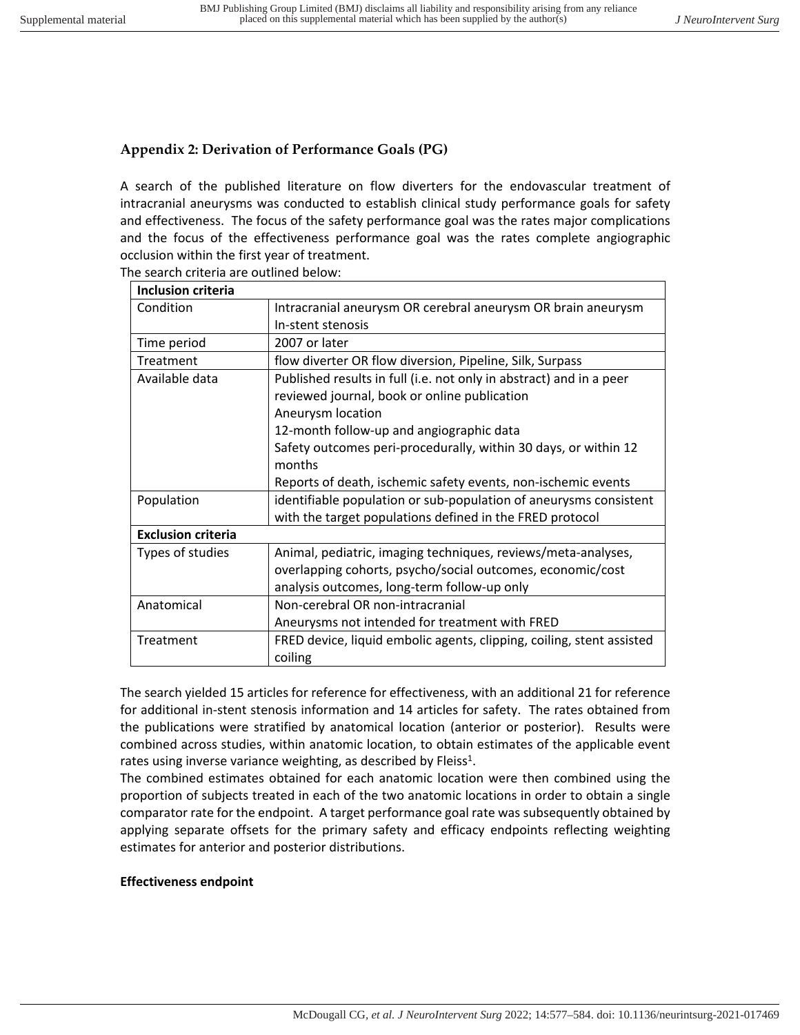## Appendix 2: Derivation of Performance Goals (PG)

A search of the published literature on flow diverters for the endovascular treatment of intracranial aneurysms was conducted to establish clinical study performance goals for safety and effectiveness. The focus of the safety performance goal was the rates major complications and the focus of the effectiveness performance goal was the rates complete angiographic occlusion within the first year of treatment.

The search criteria are outlined below:

| **Inclusion criteria** | |
|---|---|
| Condition | Intracranial aneurysm OR cerebral aneurysm OR brain aneurysm<br>In-stent stenosis |
| Time period | 2007 or later |
| Treatment | flow diverter OR flow diversion, Pipeline, Silk, Surpass |
| Available data | Published results in full (i.e. not only in abstract) and in a peer reviewed journal, book or online publication<br>Aneurysm location<br>12-month follow-up and angiographic data<br>Safety outcomes peri-procedurally, within 30 days, or within 12 months<br>Reports of death, ischemic safety events, non-ischemic events |
| Population | identifiable population or sub-population of aneurysms consistent with the target populations defined in the FRED protocol |
| **Exclusion criteria** | |
| Types of studies | Animal, pediatric, imaging techniques, reviews/meta-analyses, overlapping cohorts, psycho/social outcomes, economic/cost analysis outcomes, long-term follow-up only |
| Anatomical | Non-cerebral OR non-intracranial<br>Aneurysms not intended for treatment with FRED |
| Treatment | FRED device, liquid embolic agents, clipping, coiling, stent assisted coiling |

The search yielded 15 articles for reference for effectiveness, with an additional 21 for reference for additional in-stent stenosis information and 14 articles for safety. The rates obtained from the publications were stratified by anatomical location (anterior or posterior). Results were combined across studies, within anatomic location, to obtain estimates of the applicable event rates using inverse variance weighting, as described by Fleiss[1].

The combined estimates obtained for each anatomic location were then combined using the proportion of subjects treated in each of the two anatomic locations in order to obtain a single comparator rate for the endpoint. A target performance goal rate was subsequently obtained by applying separate offsets for the primary safety and efficacy endpoints reflecting weighting estimates for anterior and posterior distributions.

**Effectiveness endpoint**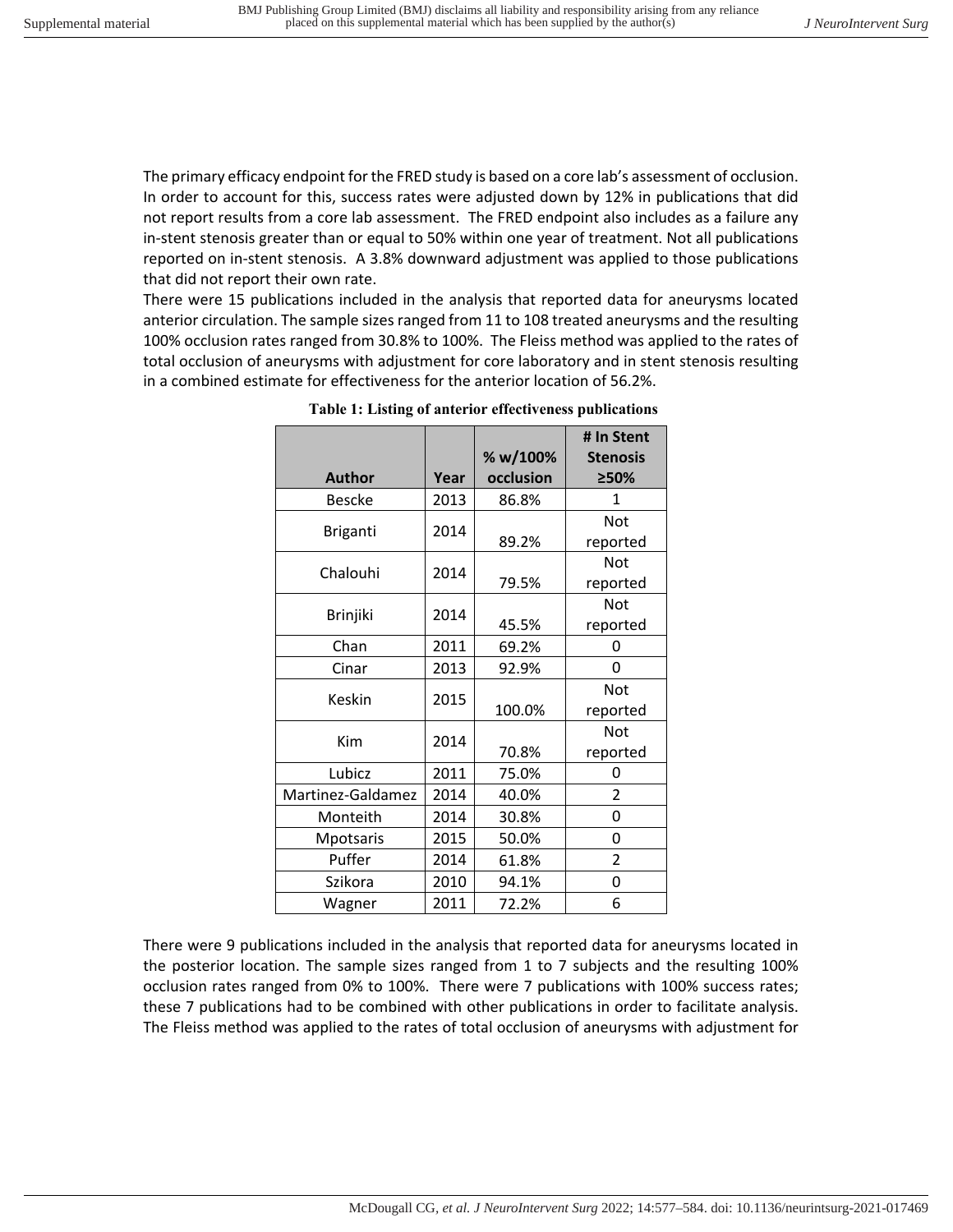The primary efficacy endpoint for the FRED study is based on a core lab's assessment of occlusion. In order to account for this, success rates were adjusted down by 12% in publications that did not report results from a core lab assessment. The FRED endpoint also includes as a failure any in-stent stenosis greater than or equal to 50% within one year of treatment. Not all publications reported on in-stent stenosis. A 3.8% downward adjustment was applied to those publications that did not report their own rate.

There were 15 publications included in the analysis that reported data for aneurysms located anterior circulation. The sample sizes ranged from 11 to 108 treated aneurysms and the resulting 100% occlusion rates ranged from 30.8% to 100%. The Fleiss method was applied to the rates of total occlusion of aneurysms with adjustment for core laboratory and in stent stenosis resulting in a combined estimate for effectiveness for the anterior location of 56.2%.

**Table 1: Listing of anterior effectiveness publications**

| Author | Year | % w/100% occlusion | # In Stent Stenosis ≥50% |
|---|---|---|---|
| Bescke | 2013 | 86.8% | 1 |
| Briganti | 2014 | 89.2% | Not reported |
| Chalouhi | 2014 | 79.5% | Not reported |
| Brinjiki | 2014 | 45.5% | Not reported |
| Chan | 2011 | 69.2% | 0 |
| Cinar | 2013 | 92.9% | 0 |
| Keskin | 2015 | 100.0% | Not reported |
| Kim | 2014 | 70.8% | Not reported |
| Lubicz | 2011 | 75.0% | 0 |
| Martinez-Galdamez | 2014 | 40.0% | 2 |
| Monteith | 2014 | 30.8% | 0 |
| Mpotsaris | 2015 | 50.0% | 0 |
| Puffer | 2014 | 61.8% | 2 |
| Szikora | 2010 | 94.1% | 0 |
| Wagner | 2011 | 72.2% | 6 |

There were 9 publications included in the analysis that reported data for aneurysms located in the posterior location. The sample sizes ranged from 1 to 7 subjects and the resulting 100% occlusion rates ranged from 0% to 100%. There were 7 publications with 100% success rates; these 7 publications had to be combined with other publications in order to facilitate analysis. The Fleiss method was applied to the rates of total occlusion of aneurysms with adjustment for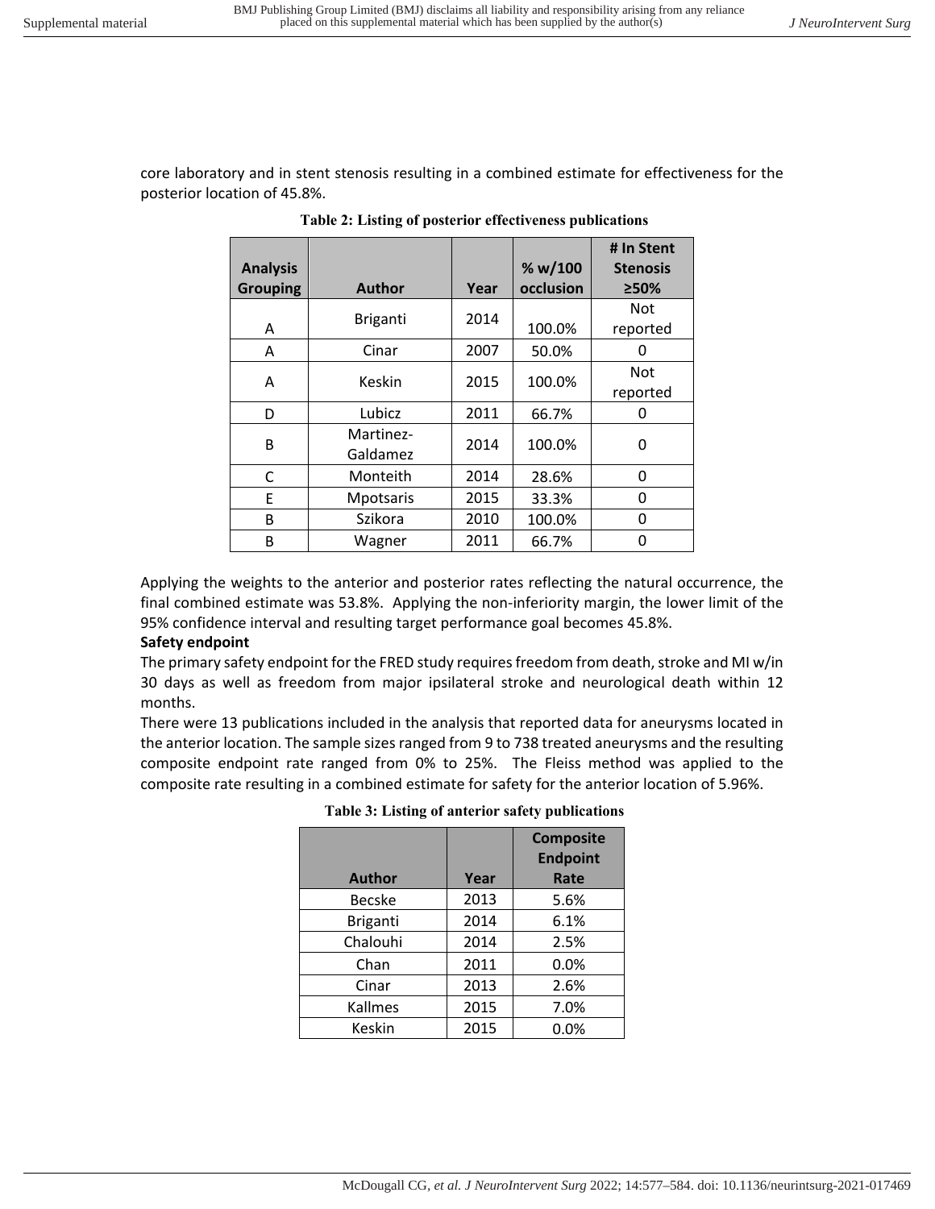core laboratory and in stent stenosis resulting in a combined estimate for effectiveness for the posterior location of 45.8%.

**Table 2: Listing of posterior effectiveness publications**

| Analysis Grouping | Author | Year | % w/100 occlusion | # In Stent Stenosis ≥50% |
|---|---|---|---|---|
| A | Briganti | 2014 | 100.0% | Not reported |
| A | Cinar | 2007 | 50.0% | 0 |
| A | Keskin | 2015 | 100.0% | Not reported |
| D | Lubicz | 2011 | 66.7% | 0 |
| B | Martinez-Galdamez | 2014 | 100.0% | 0 |
| C | Monteith | 2014 | 28.6% | 0 |
| E | Mpotsaris | 2015 | 33.3% | 0 |
| B | Szikora | 2010 | 100.0% | 0 |
| B | Wagner | 2011 | 66.7% | 0 |

Applying the weights to the anterior and posterior rates reflecting the natural occurrence, the final combined estimate was 53.8%. Applying the non-inferiority margin, the lower limit of the 95% confidence interval and resulting target performance goal becomes 45.8%.

**Safety endpoint**

The primary safety endpoint for the FRED study requires freedom from death, stroke and MI w/in 30 days as well as freedom from major ipsilateral stroke and neurological death within 12 months.

There were 13 publications included in the analysis that reported data for aneurysms located in the anterior location. The sample sizes ranged from 9 to 738 treated aneurysms and the resulting composite endpoint rate ranged from 0% to 25%. The Fleiss method was applied to the composite rate resulting in a combined estimate for safety for the anterior location of 5.96%.

**Table 3: Listing of anterior safety publications**

| Author | Year | Composite Endpoint Rate |
|---|---|---|
| Becske | 2013 | 5.6% |
| Briganti | 2014 | 6.1% |
| Chalouhi | 2014 | 2.5% |
| Chan | 2011 | 0.0% |
| Cinar | 2013 | 2.6% |
| Kallmes | 2015 | 7.0% |
| Keskin | 2015 | 0.0% |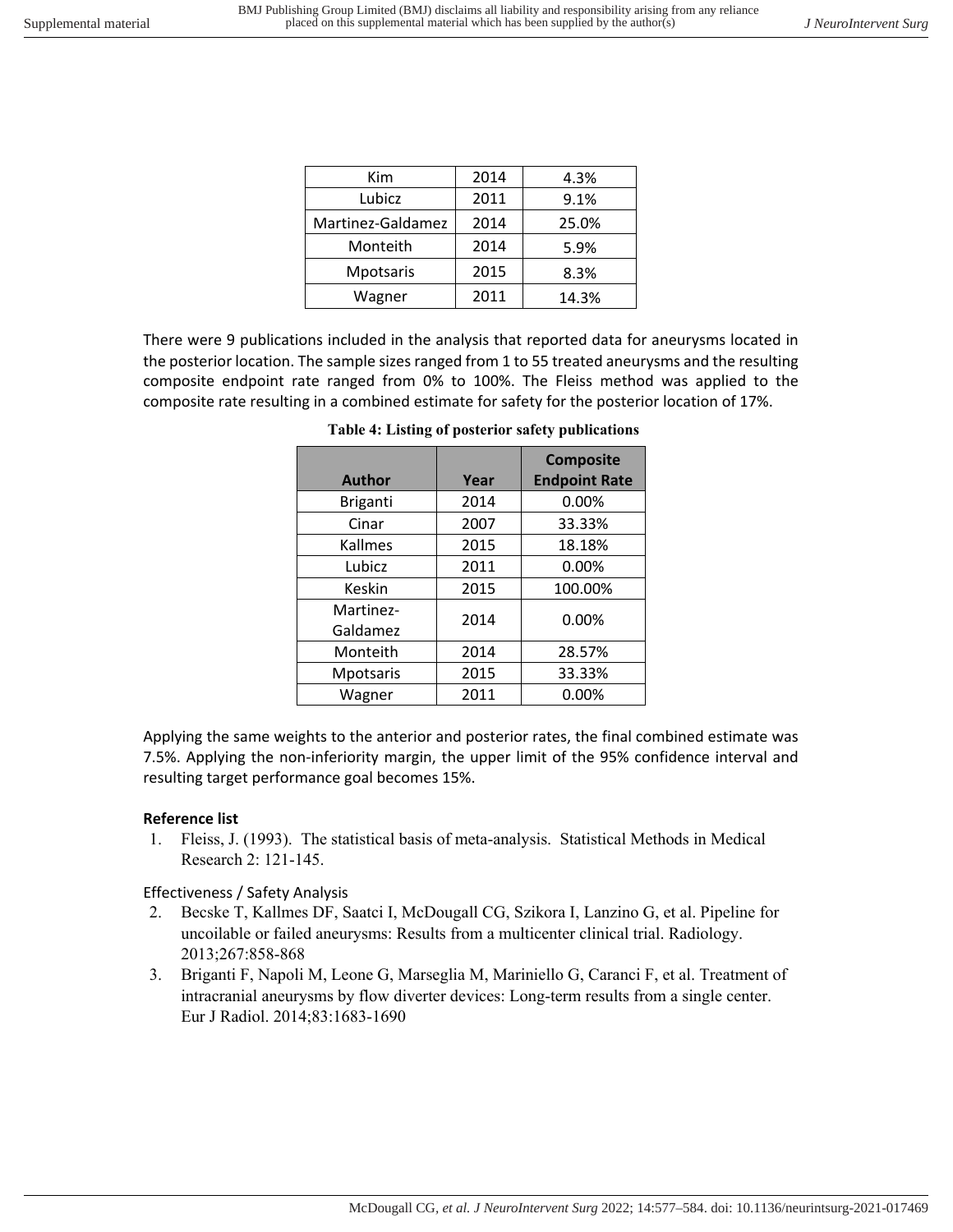| Kim | 2014 | 4.3% |
|---|---|---|
| Lubicz | 2011 | 9.1% |
| Martinez-Galdamez | 2014 | 25.0% |
| Monteith | 2014 | 5.9% |
| Mpotsaris | 2015 | 8.3% |
| Wagner | 2011 | 14.3% |

There were 9 publications included in the analysis that reported data for aneurysms located in the posterior location. The sample sizes ranged from 1 to 55 treated aneurysms and the resulting composite endpoint rate ranged from 0% to 100%. The Fleiss method was applied to the composite rate resulting in a combined estimate for safety for the posterior location of 17%.

**Table 4: Listing of posterior safety publications**

| Author | Year | Composite Endpoint Rate |
|---|---|---|
| Briganti | 2014 | 0.00% |
| Cinar | 2007 | 33.33% |
| Kallmes | 2015 | 18.18% |
| Lubicz | 2011 | 0.00% |
| Keskin | 2015 | 100.00% |
| Martinez-Galdamez | 2014 | 0.00% |
| Monteith | 2014 | 28.57% |
| Mpotsaris | 2015 | 33.33% |
| Wagner | 2011 | 0.00% |

Applying the same weights to the anterior and posterior rates, the final combined estimate was 7.5%. Applying the non-inferiority margin, the upper limit of the 95% confidence interval and resulting target performance goal becomes 15%.

**Reference list**

1. Fleiss, J. (1993). The statistical basis of meta-analysis. Statistical Methods in Medical Research 2: 121-145.

Effectiveness / Safety Analysis

2. Becske T, Kallmes DF, Saatci I, McDougall CG, Szikora I, Lanzino G, et al. Pipeline for uncoilable or failed aneurysms: Results from a multicenter clinical trial. Radiology. 2013;267:858-868
3. Briganti F, Napoli M, Leone G, Marseglia M, Mariniello G, Caranci F, et al. Treatment of intracranial aneurysms by flow diverter devices: Long-term results from a single center. Eur J Radiol. 2014;83:1683-1690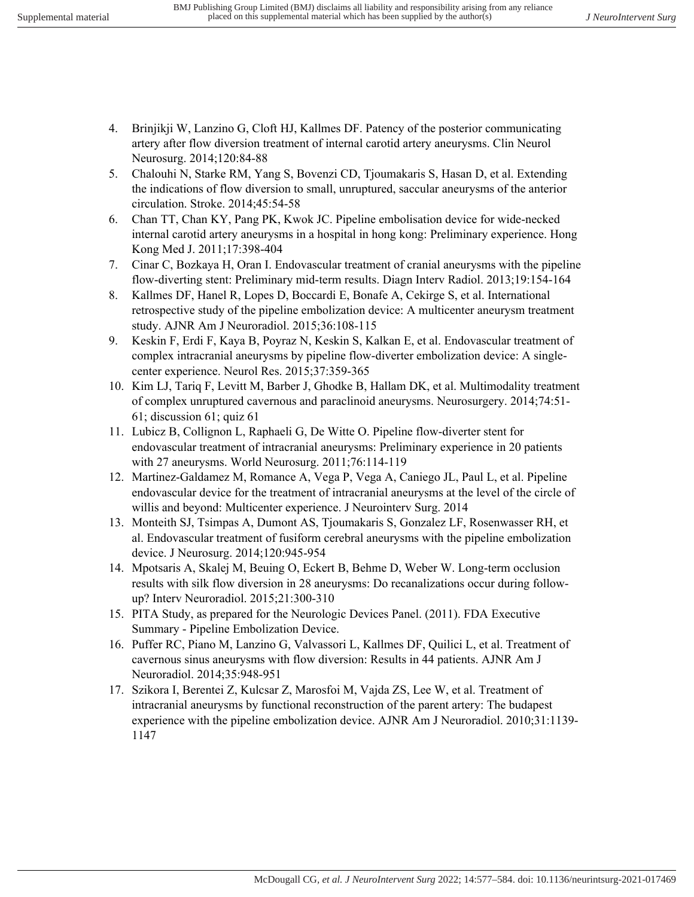4. Brinjikji W, Lanzino G, Cloft HJ, Kallmes DF. Patency of the posterior communicating artery after flow diversion treatment of internal carotid artery aneurysms. Clin Neurol Neurosurg. 2014;120:84-88
5. Chalouhi N, Starke RM, Yang S, Bovenzi CD, Tjoumakaris S, Hasan D, et al. Extending the indications of flow diversion to small, unruptured, saccular aneurysms of the anterior circulation. Stroke. 2014;45:54-58
6. Chan TT, Chan KY, Pang PK, Kwok JC. Pipeline embolisation device for wide-necked internal carotid artery aneurysms in a hospital in hong kong: Preliminary experience. Hong Kong Med J. 2011;17:398-404
7. Cinar C, Bozkaya H, Oran I. Endovascular treatment of cranial aneurysms with the pipeline flow-diverting stent: Preliminary mid-term results. Diagn Interv Radiol. 2013;19:154-164
8. Kallmes DF, Hanel R, Lopes D, Boccardi E, Bonafe A, Cekirge S, et al. International retrospective study of the pipeline embolization device: A multicenter aneurysm treatment study. AJNR Am J Neuroradiol. 2015;36:108-115
9. Keskin F, Erdi F, Kaya B, Poyraz N, Keskin S, Kalkan E, et al. Endovascular treatment of complex intracranial aneurysms by pipeline flow-diverter embolization device: A single-center experience. Neurol Res. 2015;37:359-365
10. Kim LJ, Tariq F, Levitt M, Barber J, Ghodke B, Hallam DK, et al. Multimodality treatment of complex unruptured cavernous and paraclinoid aneurysms. Neurosurgery. 2014;74:51-61; discussion 61; quiz 61
11. Lubicz B, Collignon L, Raphaeli G, De Witte O. Pipeline flow-diverter stent for endovascular treatment of intracranial aneurysms: Preliminary experience in 20 patients with 27 aneurysms. World Neurosurg. 2011;76:114-119
12. Martinez-Galdamez M, Romance A, Vega P, Vega A, Caniego JL, Paul L, et al. Pipeline endovascular device for the treatment of intracranial aneurysms at the level of the circle of willis and beyond: Multicenter experience. J Neurointerv Surg. 2014
13. Monteith SJ, Tsimpas A, Dumont AS, Tjoumakaris S, Gonzalez LF, Rosenwasser RH, et al. Endovascular treatment of fusiform cerebral aneurysms with the pipeline embolization device. J Neurosurg. 2014;120:945-954
14. Mpotsaris A, Skalej M, Beuing O, Eckert B, Behme D, Weber W. Long-term occlusion results with silk flow diversion in 28 aneurysms: Do recanalizations occur during follow-up? Interv Neuroradiol. 2015;21:300-310
15. PITA Study, as prepared for the Neurologic Devices Panel. (2011). FDA Executive Summary - Pipeline Embolization Device.
16. Puffer RC, Piano M, Lanzino G, Valvassori L, Kallmes DF, Quilici L, et al. Treatment of cavernous sinus aneurysms with flow diversion: Results in 44 patients. AJNR Am J Neuroradiol. 2014;35:948-951
17. Szikora I, Berentei Z, Kulcsar Z, Marosfoi M, Vajda ZS, Lee W, et al. Treatment of intracranial aneurysms by functional reconstruction of the parent artery: The budapest experience with the pipeline embolization device. AJNR Am J Neuroradiol. 2010;31:1139-1147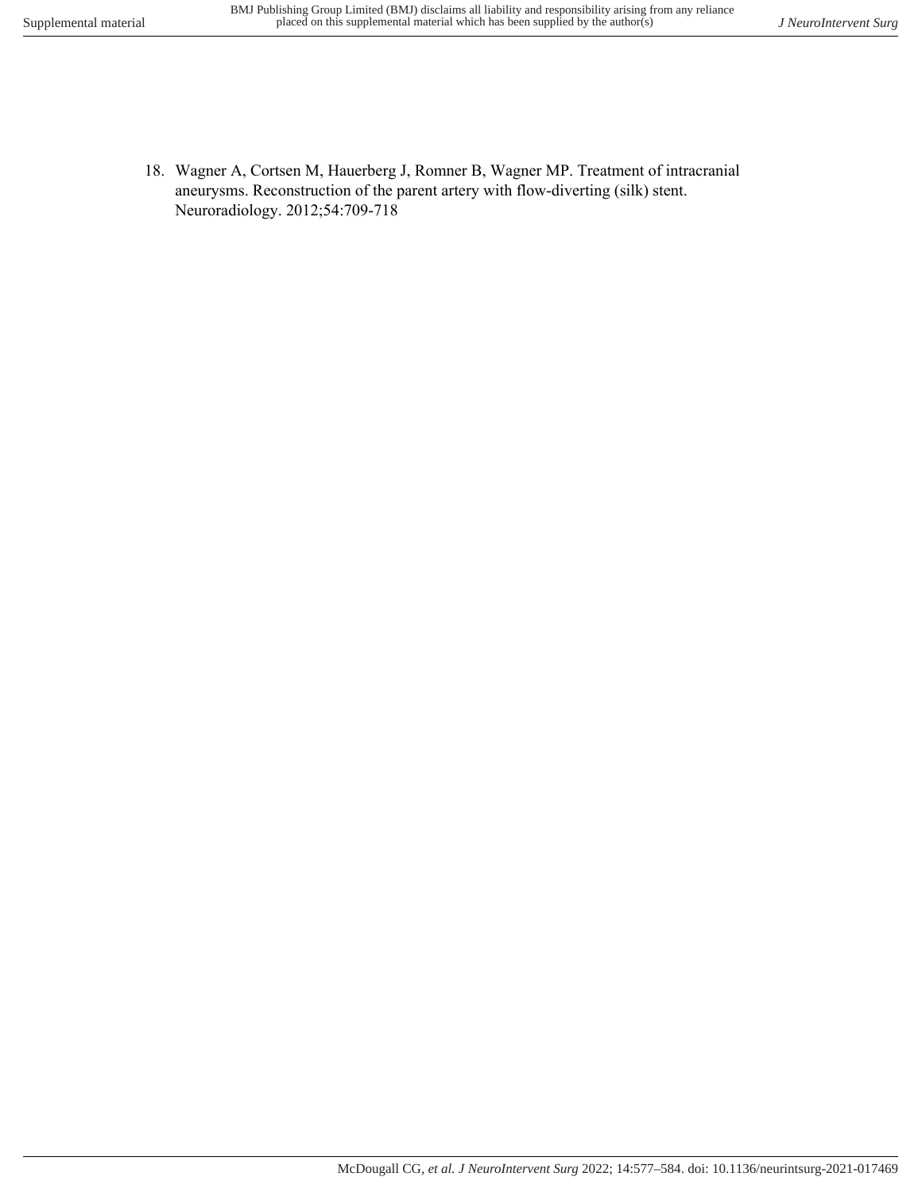18. Wagner A, Cortsen M, Hauerberg J, Romner B, Wagner MP. Treatment of intracranial aneurysms. Reconstruction of the parent artery with flow-diverting (silk) stent. Neuroradiology. 2012;54:709-718